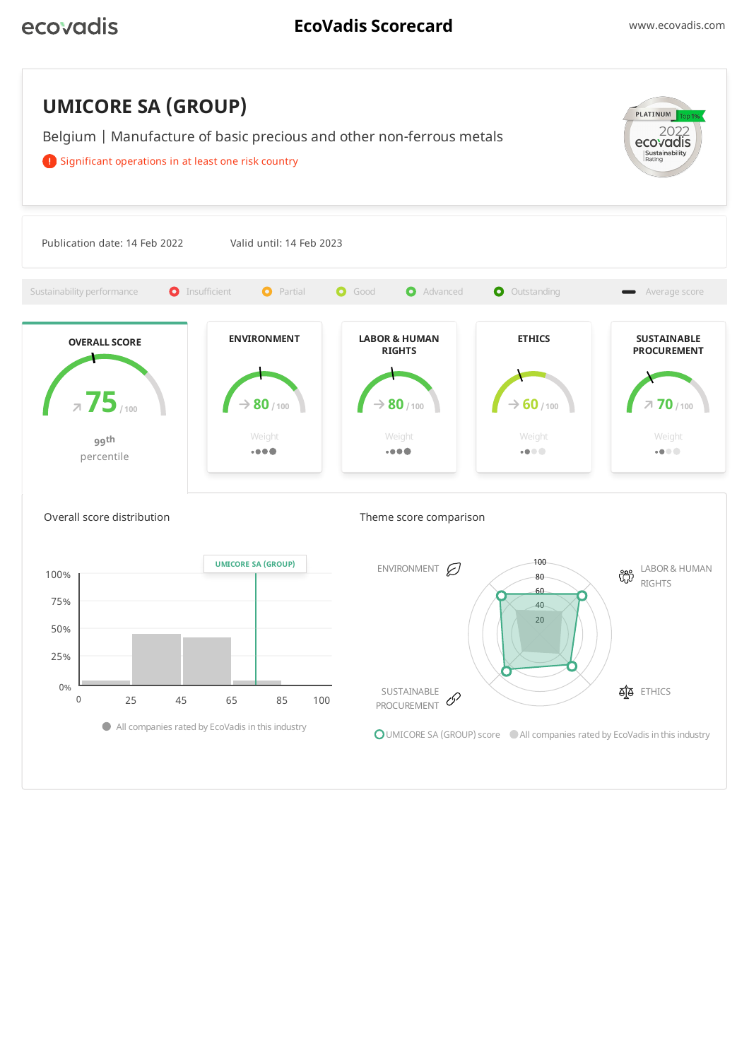ecovadis

# EcoVadis Scorecard

www.ecovadis.com

## UMICORE SA (GROUP)

Belgium | Manufacture of basic precious and other non-ferrous metals

! Significant operations in at least one risk country

PLATINUM Top 1% 2022 ecovadis Sustainability Rating

Publication date: 14 Feb 2022    Valid until: 14 Feb 2023

Sustainability performance: Insufficient | Partial | Good | Advanced | Outstanding | Average score

| OVERALL SCORE | ENVIRONMENT | LABOR & HUMAN RIGHTS | ETHICS | SUSTAINABLE PROCUREMENT |
|---|---|---|---|---|
| 75 / 100 | 80 / 100 | 80 / 100 | 60 / 100 | 70 / 100 |
| 99th percentile | Weight ●●● | Weight ●●● | Weight ●● | Weight ●● |

### Overall score distribution

UMICORE SA (GROUP)

100% / 75% / 50% / 25% / 0%

0 / 25 / 45 / 65 / 85 / 100

All companies rated by EcoVadis in this industry

### Theme score comparison

ENVIRONMENT / LABOR & HUMAN RIGHTS / ETHICS / SUSTAINABLE PROCUREMENT

100 / 80 / 60 / 40 / 20

UMICORE SA (GROUP) score    All companies rated by EcoVadis in this industry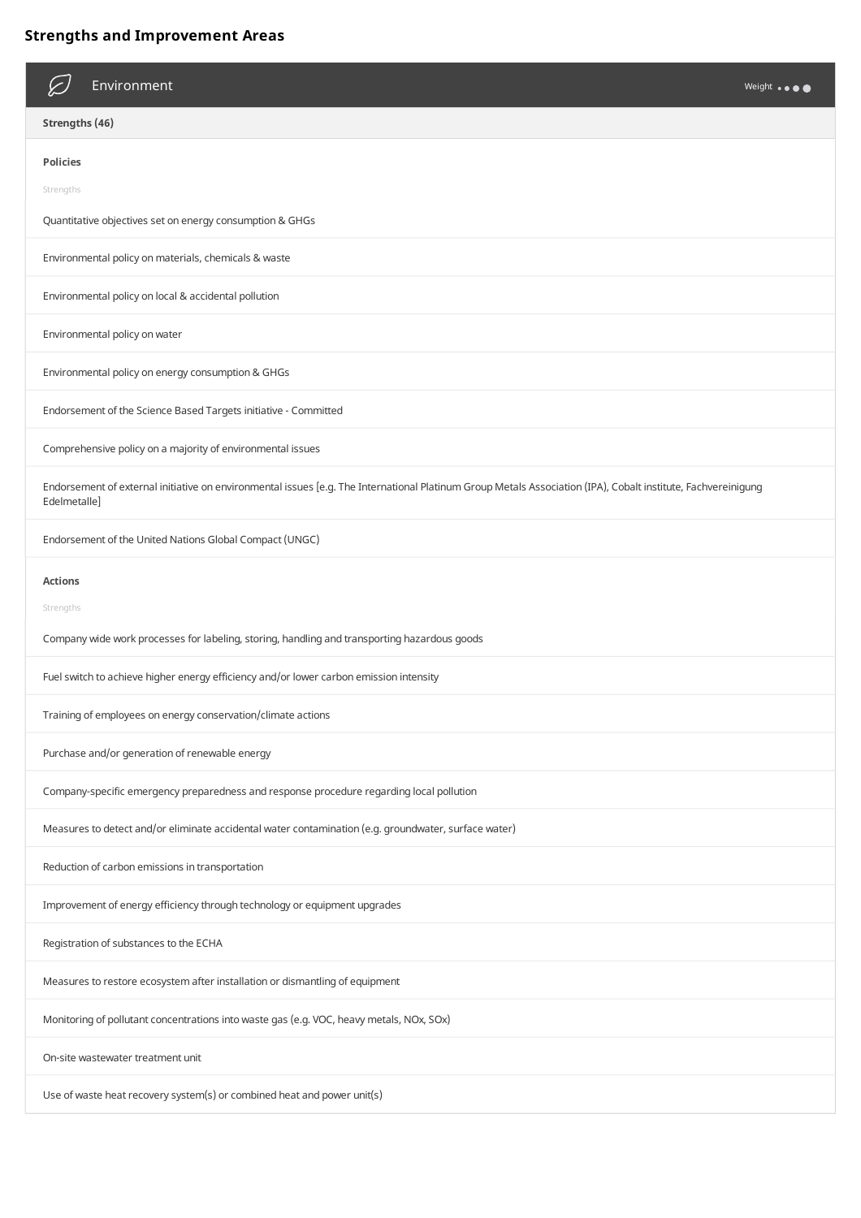## Strengths and Improvement Areas

### Environment

Weight

**Strengths (46)**

**Policies**

Strengths

- Quantitative objectives set on energy consumption & GHGs
- Environmental policy on materials, chemicals & waste
- Environmental policy on local & accidental pollution
- Environmental policy on water
- Environmental policy on energy consumption & GHGs
- Endorsement of the Science Based Targets initiative - Committed
- Comprehensive policy on a majority of environmental issues
- Endorsement of external initiative on environmental issues [e.g. The International Platinum Group Metals Association (IPA), Cobalt institute, Fachvereinigung Edelmetalle]
- Endorsement of the United Nations Global Compact (UNGC)

**Actions**

Strengths

- Company wide work processes for labeling, storing, handling and transporting hazardous goods
- Fuel switch to achieve higher energy efficiency and/or lower carbon emission intensity
- Training of employees on energy conservation/climate actions
- Purchase and/or generation of renewable energy
- Company-specific emergency preparedness and response procedure regarding local pollution
- Measures to detect and/or eliminate accidental water contamination (e.g. groundwater, surface water)
- Reduction of carbon emissions in transportation
- Improvement of energy efficiency through technology or equipment upgrades
- Registration of substances to the ECHA
- Measures to restore ecosystem after installation or dismantling of equipment
- Monitoring of pollutant concentrations into waste gas (e.g. VOC, heavy metals, NOx, SOx)
- On-site wastewater treatment unit
- Use of waste heat recovery system(s) or combined heat and power unit(s)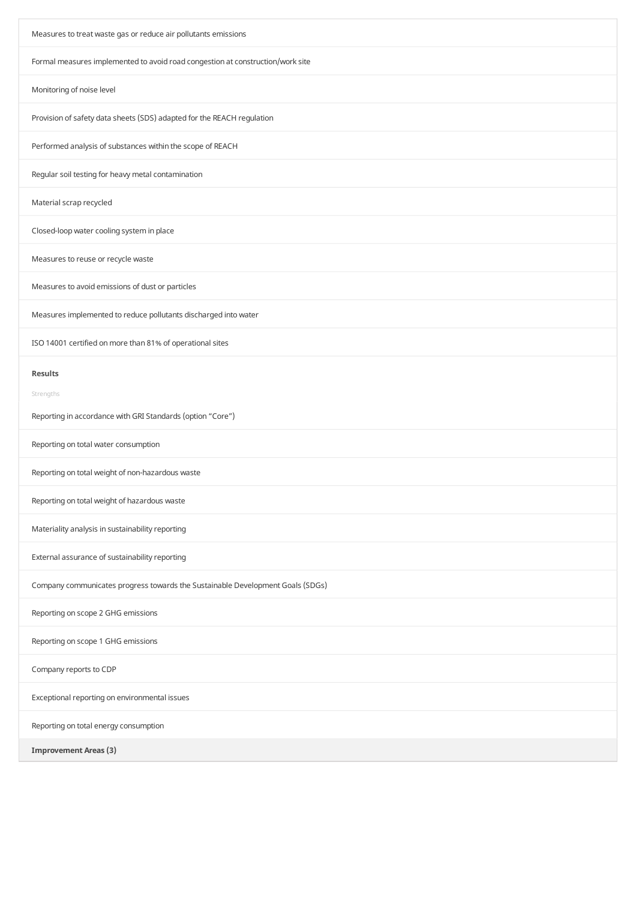Measures to treat waste gas or reduce air pollutants emissions

Formal measures implemented to avoid road congestion at construction/work site

Monitoring of noise level

Provision of safety data sheets (SDS) adapted for the REACH regulation

Performed analysis of substances within the scope of REACH

Regular soil testing for heavy metal contamination

Material scrap recycled

Closed-loop water cooling system in place

Measures to reuse or recycle waste

Measures to avoid emissions of dust or particles

Measures implemented to reduce pollutants discharged into water

ISO 14001 certified on more than 81% of operational sites

**Results**

Strengths

Reporting in accordance with GRI Standards (option "Core")

Reporting on total water consumption

Reporting on total weight of non-hazardous waste

Reporting on total weight of hazardous waste

Materiality analysis in sustainability reporting

External assurance of sustainability reporting

Company communicates progress towards the Sustainable Development Goals (SDGs)

Reporting on scope 2 GHG emissions

Reporting on scope 1 GHG emissions

Company reports to CDP

Exceptional reporting on environmental issues

Reporting on total energy consumption

**Improvement Areas (3)**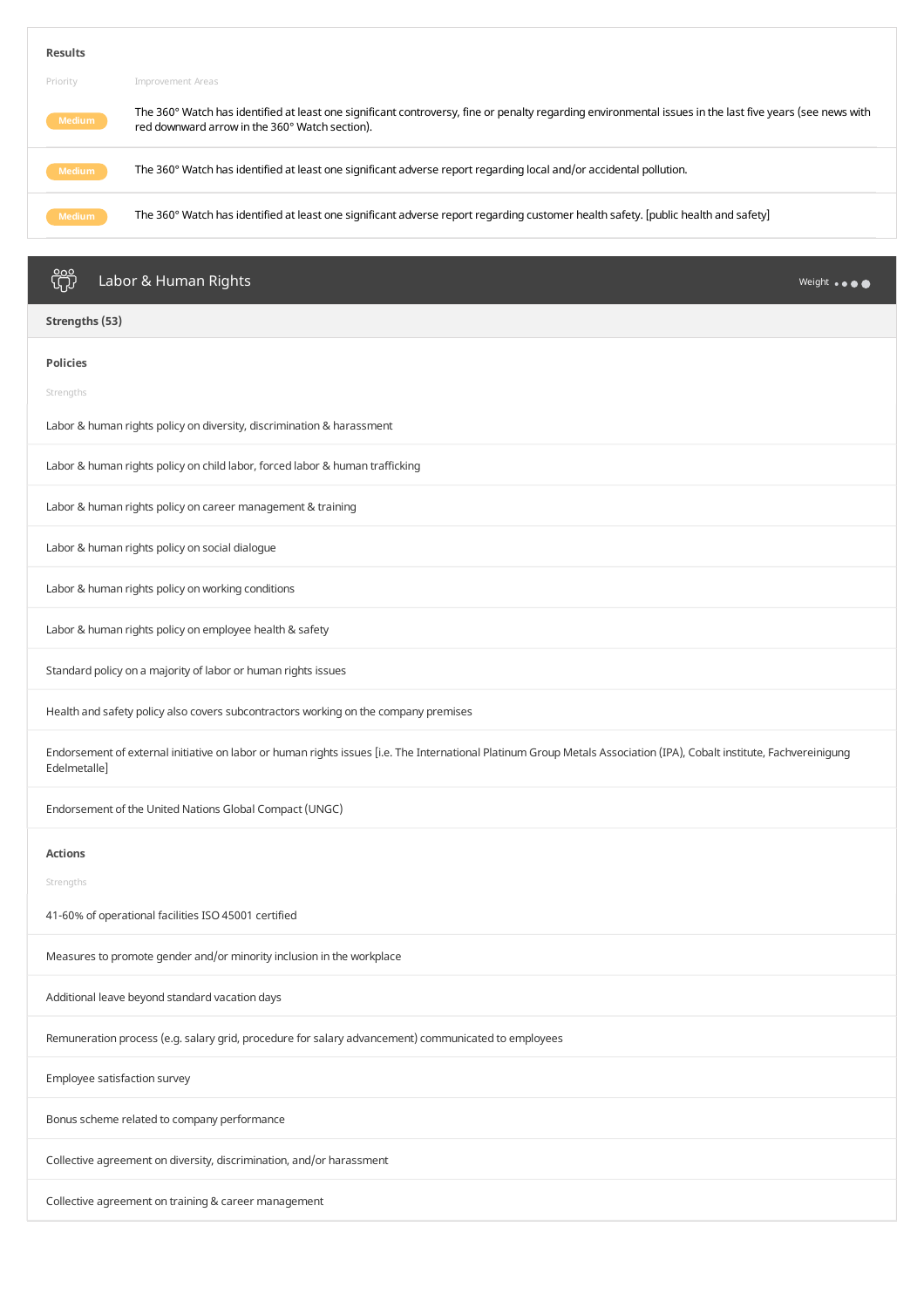**Results**

| Priority | Improvement Areas |
| --- | --- |
| Medium | The 360° Watch has identified at least one significant controversy, fine or penalty regarding environmental issues in the last five years (see news with red downward arrow in the 360° Watch section). |
| Medium | The 360° Watch has identified at least one significant adverse report regarding local and/or accidental pollution. |
| Medium | The 360° Watch has identified at least one significant adverse report regarding customer health safety. [public health and safety] |

## Labor & Human Rights

Weight ●●●●

**Strengths (53)**

### Policies

Strengths

- Labor & human rights policy on diversity, discrimination & harassment
- Labor & human rights policy on child labor, forced labor & human trafficking
- Labor & human rights policy on career management & training
- Labor & human rights policy on social dialogue
- Labor & human rights policy on working conditions
- Labor & human rights policy on employee health & safety
- Standard policy on a majority of labor or human rights issues
- Health and safety policy also covers subcontractors working on the company premises
- Endorsement of external initiative on labor or human rights issues [i.e. The International Platinum Group Metals Association (IPA), Cobalt institute, Fachvereinigung Edelmetalle]
- Endorsement of the United Nations Global Compact (UNGC)

### Actions

Strengths

- 41-60% of operational facilities ISO 45001 certified
- Measures to promote gender and/or minority inclusion in the workplace
- Additional leave beyond standard vacation days
- Remuneration process (e.g. salary grid, procedure for salary advancement) communicated to employees
- Employee satisfaction survey
- Bonus scheme related to company performance
- Collective agreement on diversity, discrimination, and/or harassment
- Collective agreement on training & career management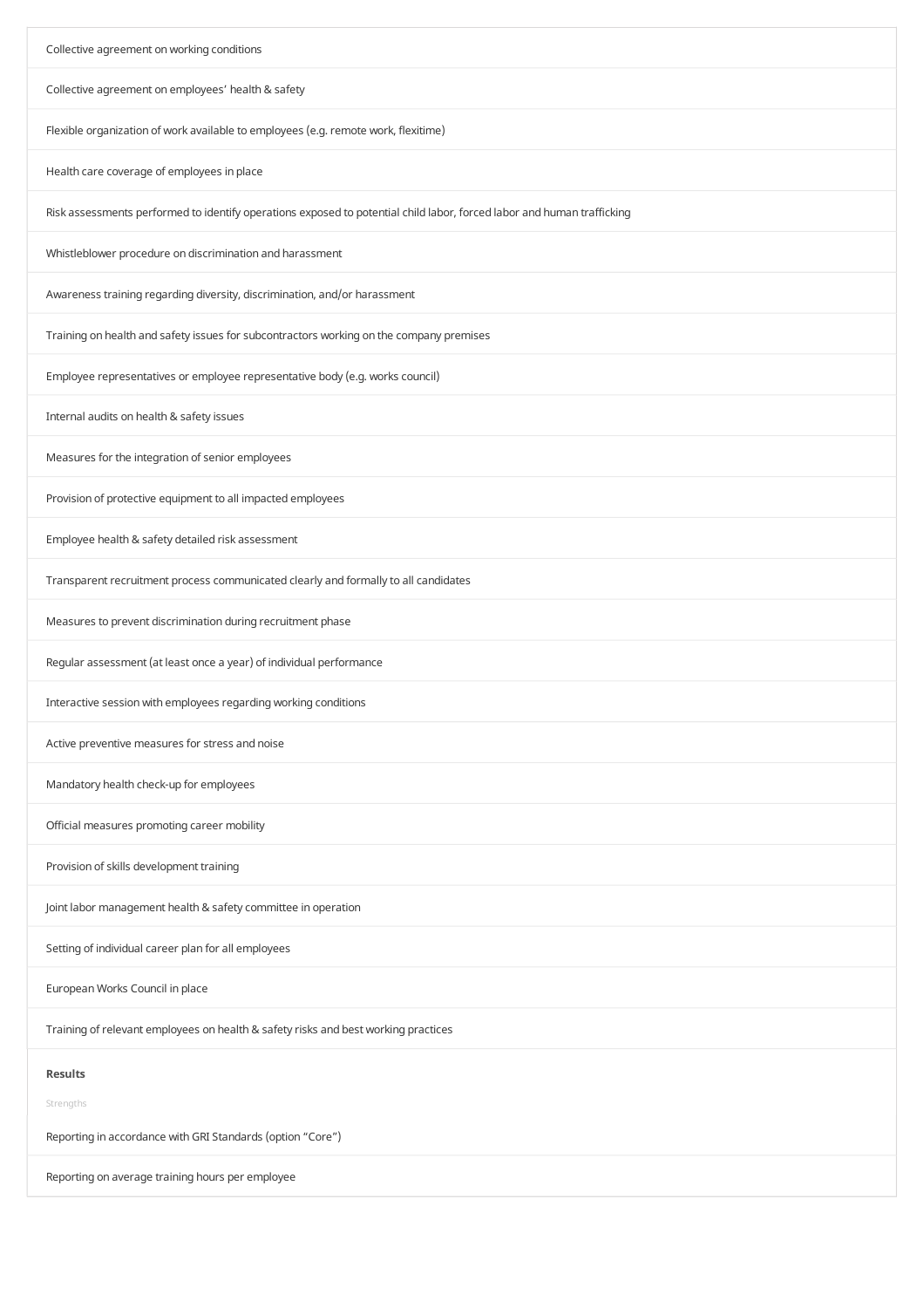Collective agreement on working conditions

Collective agreement on employees' health & safety

Flexible organization of work available to employees (e.g. remote work, flexitime)

Health care coverage of employees in place

Risk assessments performed to identify operations exposed to potential child labor, forced labor and human trafficking

Whistleblower procedure on discrimination and harassment

Awareness training regarding diversity, discrimination, and/or harassment

Training on health and safety issues for subcontractors working on the company premises

Employee representatives or employee representative body (e.g. works council)

Internal audits on health & safety issues

Measures for the integration of senior employees

Provision of protective equipment to all impacted employees

Employee health & safety detailed risk assessment

Transparent recruitment process communicated clearly and formally to all candidates

Measures to prevent discrimination during recruitment phase

Regular assessment (at least once a year) of individual performance

Interactive session with employees regarding working conditions

Active preventive measures for stress and noise

Mandatory health check-up for employees

Official measures promoting career mobility

Provision of skills development training

Joint labor management health & safety committee in operation

Setting of individual career plan for all employees

European Works Council in place

Training of relevant employees on health & safety risks and best working practices

**Results**

Strengths

Reporting in accordance with GRI Standards (option "Core")

Reporting on average training hours per employee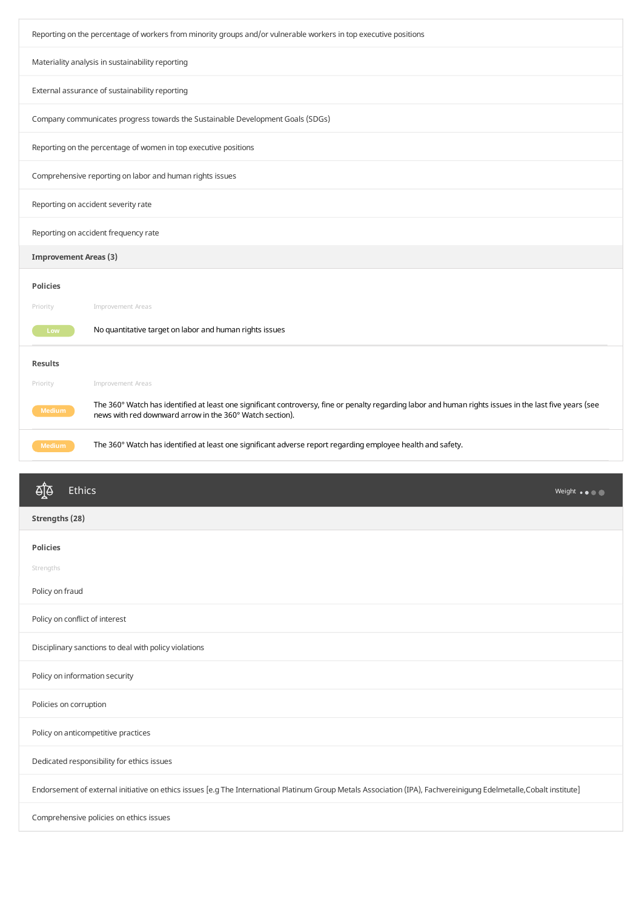Reporting on the percentage of workers from minority groups and/or vulnerable workers in top executive positions

Materiality analysis in sustainability reporting

External assurance of sustainability reporting

Company communicates progress towards the Sustainable Development Goals (SDGs)

Reporting on the percentage of women in top executive positions

Comprehensive reporting on labor and human rights issues

Reporting on accident severity rate

Reporting on accident frequency rate

**Improvement Areas (3)**

**Policies**

| Priority | Improvement Areas |
| --- | --- |
| Low | No quantitative target on labor and human rights issues |

**Results**

| Priority | Improvement Areas |
| --- | --- |
| Medium | The 360° Watch has identified at least one significant controversy, fine or penalty regarding labor and human rights issues in the last five years (see news with red downward arrow in the 360° Watch section). |
| Medium | The 360° Watch has identified at least one significant adverse report regarding employee health and safety. |

## Ethics

Weight ●●●●

**Strengths (28)**

**Policies**

Strengths

Policy on fraud

Policy on conflict of interest

Disciplinary sanctions to deal with policy violations

Policy on information security

Policies on corruption

Policy on anticompetitive practices

Dedicated responsibility for ethics issues

Endorsement of external initiative on ethics issues [e.g The International Platinum Group Metals Association (IPA), Fachvereinigung Edelmetalle,Cobalt institute]

Comprehensive policies on ethics issues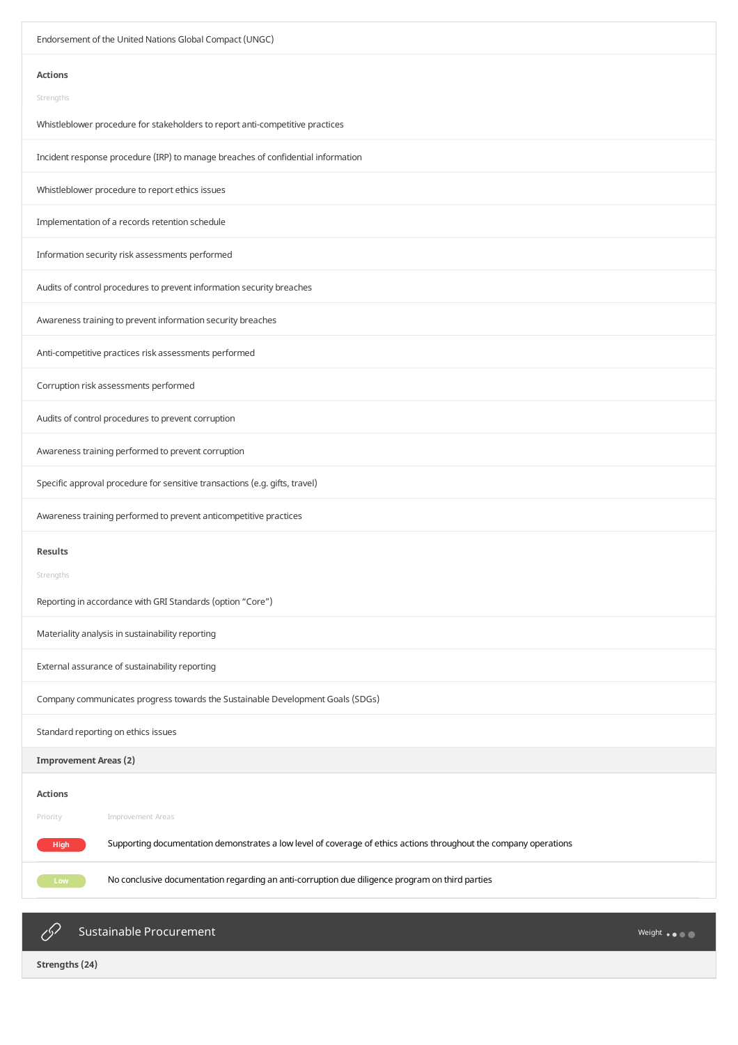Endorsement of the United Nations Global Compact (UNGC)

**Actions**

Strengths

- Whistleblower procedure for stakeholders to report anti-competitive practices
- Incident response procedure (IRP) to manage breaches of confidential information
- Whistleblower procedure to report ethics issues
- Implementation of a records retention schedule
- Information security risk assessments performed
- Audits of control procedures to prevent information security breaches
- Awareness training to prevent information security breaches
- Anti-competitive practices risk assessments performed
- Corruption risk assessments performed
- Audits of control procedures to prevent corruption
- Awareness training performed to prevent corruption
- Specific approval procedure for sensitive transactions (e.g. gifts, travel)
- Awareness training performed to prevent anticompetitive practices

**Results**

Strengths

- Reporting in accordance with GRI Standards (option "Core")
- Materiality analysis in sustainability reporting
- External assurance of sustainability reporting
- Company communicates progress towards the Sustainable Development Goals (SDGs)
- Standard reporting on ethics issues

**Improvement Areas (2)**

**Actions**

| Priority | Improvement Areas |
|---|---|
| High | Supporting documentation demonstrates a low level of coverage of ethics actions throughout the company operations |
| Low | No conclusive documentation regarding an anti-corruption due diligence program on third parties |

## Sustainable Procurement

Weight

**Strengths (24)**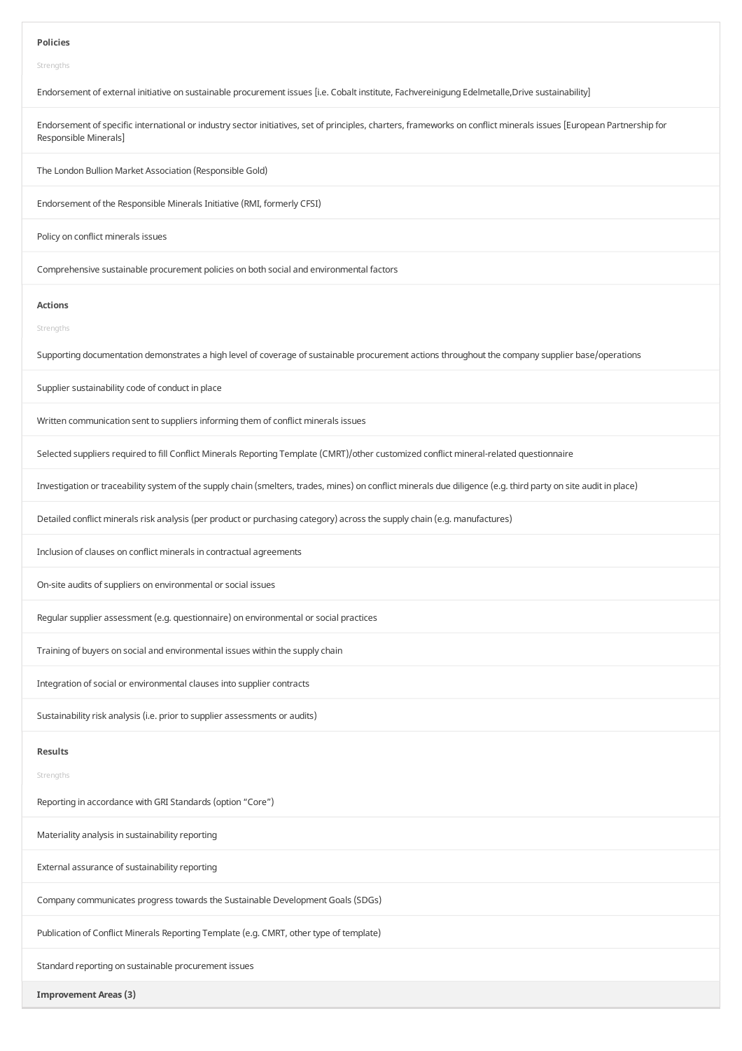**Policies**

Strengths

Endorsement of external initiative on sustainable procurement issues [i.e. Cobalt institute, Fachvereinigung Edelmetalle,Drive sustainability]

Endorsement of specific international or industry sector initiatives, set of principles, charters, frameworks on conflict minerals issues [European Partnership for Responsible Minerals]

The London Bullion Market Association (Responsible Gold)

Endorsement of the Responsible Minerals Initiative (RMI, formerly CFSI)

Policy on conflict minerals issues

Comprehensive sustainable procurement policies on both social and environmental factors

**Actions**

Strengths

Supporting documentation demonstrates a high level of coverage of sustainable procurement actions throughout the company supplier base/operations

Supplier sustainability code of conduct in place

Written communication sent to suppliers informing them of conflict minerals issues

Selected suppliers required to fill Conflict Minerals Reporting Template (CMRT)/other customized conflict mineral-related questionnaire

Investigation or traceability system of the supply chain (smelters, trades, mines) on conflict minerals due diligence (e.g. third party on site audit in place)

Detailed conflict minerals risk analysis (per product or purchasing category) across the supply chain (e.g. manufactures)

Inclusion of clauses on conflict minerals in contractual agreements

On-site audits of suppliers on environmental or social issues

Regular supplier assessment (e.g. questionnaire) on environmental or social practices

Training of buyers on social and environmental issues within the supply chain

Integration of social or environmental clauses into supplier contracts

Sustainability risk analysis (i.e. prior to supplier assessments or audits)

**Results**

Strengths

Reporting in accordance with GRI Standards (option “Core”)

Materiality analysis in sustainability reporting

External assurance of sustainability reporting

Company communicates progress towards the Sustainable Development Goals (SDGs)

Publication of Conflict Minerals Reporting Template (e.g. CMRT, other type of template)

Standard reporting on sustainable procurement issues

**Improvement Areas (3)**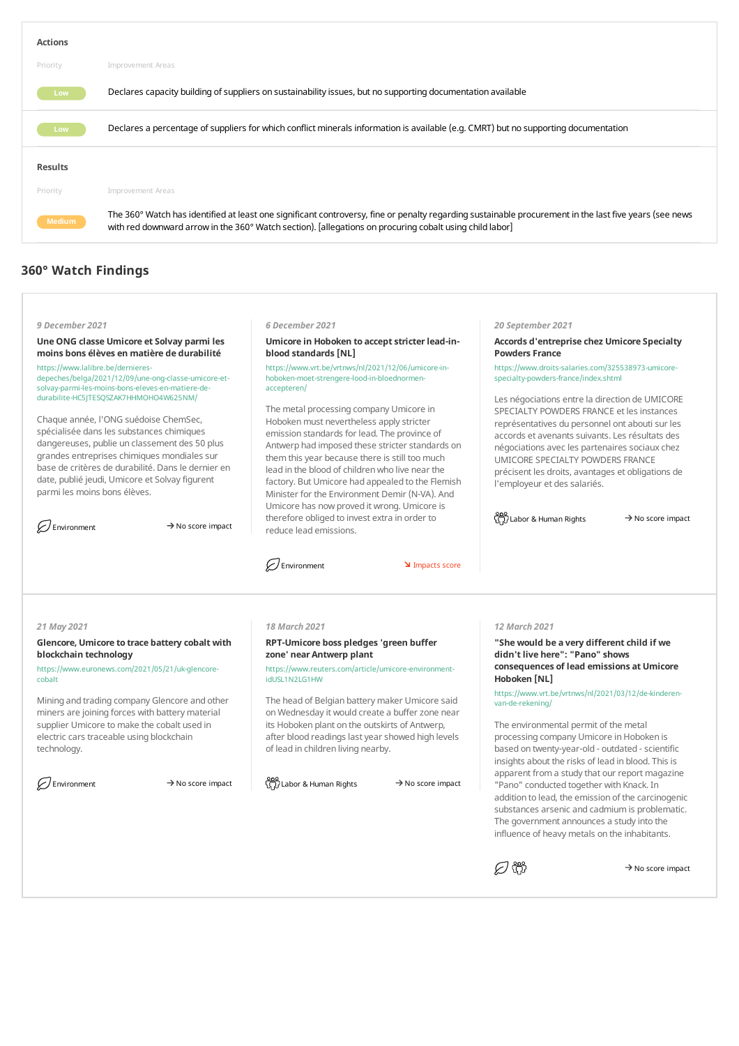### Actions

| Priority | Improvement Areas |
| --- | --- |
| Low | Declares capacity building of suppliers on sustainability issues, but no supporting documentation available |
| Low | Declares a percentage of suppliers for which conflict minerals information is available (e.g. CMRT) but no supporting documentation |

### Results

| Priority | Improvement Areas |
| --- | --- |
| Medium | The 360° Watch has identified at least one significant controversy, fine or penalty regarding sustainable procurement in the last five years (see news with red downward arrow in the 360° Watch section). [allegations on procuring cobalt using child labor] |

## 360° Watch Findings

*9 December 2021*

**Une ONG classe Umicore et Solvay parmi les moins bons élèves en matière de durabilité**

https://www.lalibre.be/dernieres-depeches/belga/2021/12/09/une-ong-classe-umicore-et-solvay-parmi-les-moins-bons-eleves-en-matiere-de-durabilite-HC5JTESQSZAK7HHMOHO4W625NM/

Chaque année, l'ONG suédoise ChemSec, spécialisée dans les substances chimiques dangereuses, publie un classement des 50 plus grandes entreprises chimiques mondiales sur base de critères de durabilité. Dans le dernier en date, publié jeudi, Umicore et Solvay figurent parmi les moins bons élèves.

Environment — → No score impact

*6 December 2021*

**Umicore in Hoboken to accept stricter lead-in-blood standards [NL]**

https://www.vrt.be/vrtnws/nl/2021/12/06/umicore-in-hoboken-moet-strengere-lood-in-bloednormen-accepteren/

The metal processing company Umicore in Hoboken must nevertheless apply stricter emission standards for lead. The province of Antwerp had imposed these stricter standards on them this year because there is still too much lead in the blood of children who live near the factory. But Umicore had appealed to the Flemish Minister for the Environment Demir (N-VA). And Umicore has now proved it wrong. Umicore is therefore obliged to invest extra in order to reduce lead emissions.

Environment — ↘ Impacts score

*20 September 2021*

**Accords d'entreprise chez Umicore Specialty Powders France**

https://www.droits-salaries.com/325538973-umicore-specialty-powders-france/index.shtml

Les négociations entre la direction de UMICORE SPECIALTY POWDERS FRANCE et les instances représentatives du personnel ont abouti sur les accords et avenants suivants. Les résultats des négociations avec les partenaires sociaux chez UMICORE SPECIALTY POWDERS FRANCE précisent les droits, avantages et obligations de l'employeur et des salariés.

Labor & Human Rights — → No score impact

*21 May 2021*

**Glencore, Umicore to trace battery cobalt with blockchain technology**

https://www.euronews.com/2021/05/21/uk-glencore-cobalt

Mining and trading company Glencore and other miners are joining forces with battery material supplier Umicore to make the cobalt used in electric cars traceable using blockchain technology.

Environment — → No score impact

*18 March 2021*

**RPT-Umicore boss pledges 'green buffer zone' near Antwerp plant**

https://www.reuters.com/article/umicore-environment-idUSL1N2LG1HW

The head of Belgian battery maker Umicore said on Wednesday it would create a buffer zone near its Hoboken plant on the outskirts of Antwerp, after blood readings last year showed high levels of lead in children living nearby.

Labor & Human Rights — → No score impact

*12 March 2021*

**"She would be a very different child if we didn't live here": "Pano" shows consequences of lead emissions at Umicore Hoboken [NL]**

https://www.vrt.be/vrtnws/nl/2021/03/12/de-kinderen-van-de-rekening/

The environmental permit of the metal processing company Umicore in Hoboken is based on twenty-year-old - outdated - scientific insights about the risks of lead in blood. This is apparent from a study that our report magazine "Pano" conducted together with Knack. In addition to lead, the emission of the carcinogenic substances arsenic and cadmium is problematic. The government announces a study into the influence of heavy metals on the inhabitants.

→ No score impact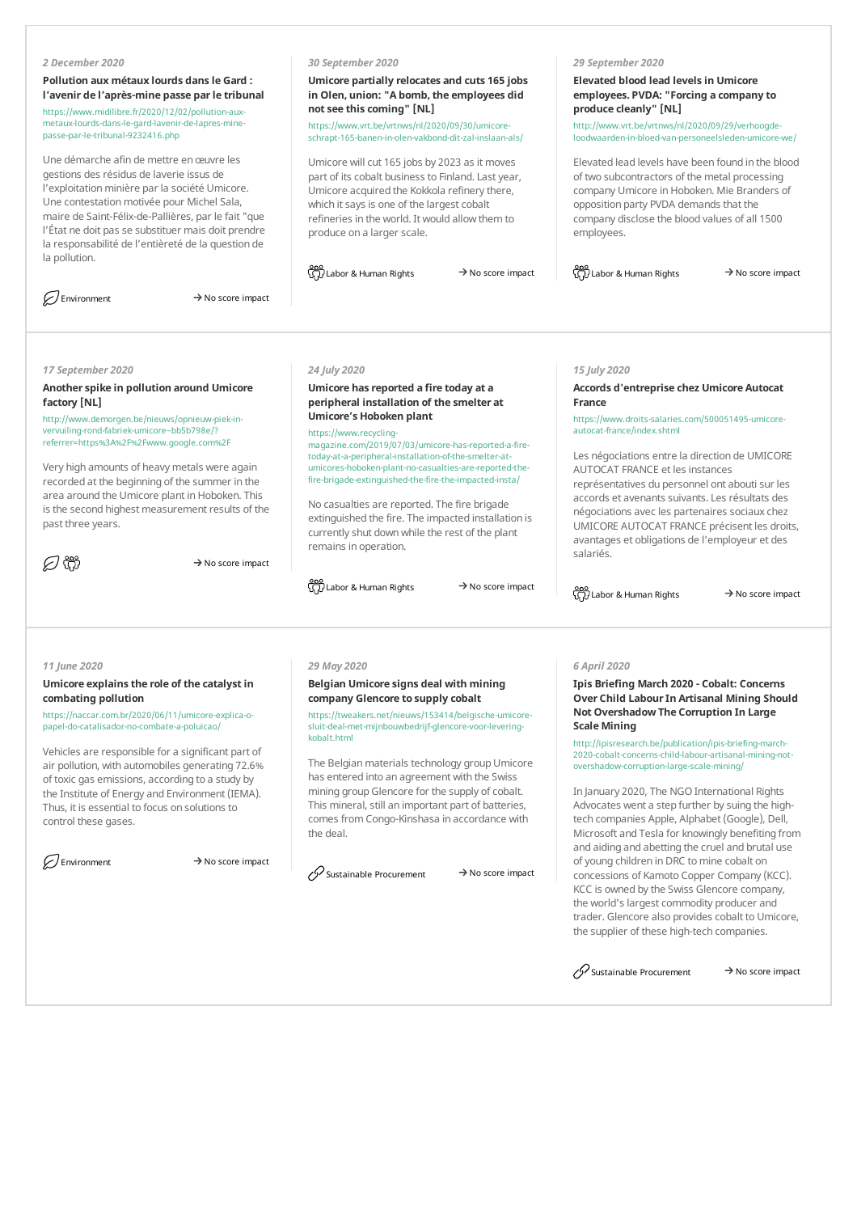*2 December 2020*

**Pollution aux métaux lourds dans le Gard : l'avenir de l'après-mine passe par le tribunal**

https://www.midilibre.fr/2020/12/02/pollution-aux-metaux-lourds-dans-le-gard-lavenir-de-lapres-mine-passe-par-le-tribunal-9232416.php

Une démarche afin de mettre en œuvre les gestions des résidus de laverie issus de l'exploitation minière par la société Umicore. Une contestation motivée pour Michel Sala, maire de Saint-Félix-de-Pallières, par le fait "que l'État ne doit pas se substituer mais doit prendre la responsabilité de l'entièreté de la question de la pollution.

Environment → No score impact

*30 September 2020*

**Umicore partially relocates and cuts 165 jobs in Olen, union: "A bomb, the employees did not see this coming" [NL]**

http://www.vrt.be/vrtnws/nl/2020/09/30/umicore-schrapt-165-banen-in-olen-vakbond-dit-zal-inslaan-als/

Umicore will cut 165 jobs by 2023 as it moves part of its cobalt business to Finland. Last year, Umicore acquired the Kokkola refinery there, which it says is one of the largest cobalt refineries in the world. It would allow them to produce on a larger scale.

Labor & Human Rights → No score impact

*29 September 2020*

**Elevated blood lead levels in Umicore employees. PVDA: "Forcing a company to produce cleanly" [NL]**

http://www.vrt.be/vrtnws/nl/2020/09/29/verhoogde-loodwaarden-in-bloed-van-personeelsleden-umicore-we/

Elevated lead levels have been found in the blood of two subcontractors of the metal processing company Umicore in Hoboken. Mie Branders of opposition party PVDA demands that the company disclose the blood values of all 1500 employees.

Labor & Human Rights → No score impact

*17 September 2020*

**Another spike in pollution around Umicore factory [NL]**

http://www.demorgen.be/nieuws/opnieuw-piek-in-vervuiling-rond-fabriek-umicore~bb5b798e/?referrer=https%3A%2F%2Fwww.google.com%2F

Very high amounts of heavy metals were again recorded at the beginning of the summer in the area around the Umicore plant in Hoboken. This is the second highest measurement results of the past three years.

→ No score impact

*24 July 2020*

**Umicore has reported a fire today at a peripheral installation of the smelter at Umicore's Hoboken plant**

https://www.recycling-magazine.com/2019/07/03/umicore-has-reported-a-fire-today-at-a-peripheral-installation-of-the-smelter-at-umicores-hoboken-plant-no-casualties-are-reported-the-fire-brigade-extinguished-the-fire-the-impacted-insta/

No casualties are reported. The fire brigade extinguished the fire. The impacted installation is currently shut down while the rest of the plant remains in operation.

Labor & Human Rights → No score impact

*15 July 2020*

**Accords d'entreprise chez Umicore Autocat France**

https://www.droits-salaries.com/500051495-umicore-autocat-france/index.shtml

Les négociations entre la direction de UMICORE AUTOCAT FRANCE et les instances représentatives du personnel ont abouti sur les accords et avenants suivants. Les résultats des négociations avec les partenaires sociaux chez UMICORE AUTOCAT FRANCE précisent les droits, avantages et obligations de l'employeur et des salariés.

Labor & Human Rights → No score impact

*11 June 2020*

**Umicore explains the role of the catalyst in combating pollution**

https://naccar.com.br/2020/06/11/umicore-explica-o-papel-do-catalisador-no-combate-a-poluicao/

Vehicles are responsible for a significant part of air pollution, with automobiles generating 72.6% of toxic gas emissions, according to a study by the Institute of Energy and Environment (IEMA). Thus, it is essential to focus on solutions to control these gases.

Environment → No score impact

*29 May 2020*

**Belgian Umicore signs deal with mining company Glencore to supply cobalt**

https://tweakers.net/nieuws/153414/belgische-umicore-sluit-deal-met-mijnbouwbedrijf-glencore-voor-levering-kobalt.html

The Belgian materials technology group Umicore has entered into an agreement with the Swiss mining group Glencore for the supply of cobalt. This mineral, still an important part of batteries, comes from Congo-Kinshasa in accordance with the deal.

Sustainable Procurement → No score impact

*6 April 2020*

**Ipis Briefing March 2020 - Cobalt: Concerns Over Child Labour In Artisanal Mining Should Not Overshadow The Corruption In Large Scale Mining**

http://ipisresearch.be/publication/ipis-briefing-march-2020-cobalt-concerns-child-labour-artisanal-mining-not-overshadow-corruption-large-scale-mining/

In January 2020, The NGO International Rights Advocates went a step further by suing the high-tech companies Apple, Alphabet (Google), Dell, Microsoft and Tesla for knowingly benefiting from and aiding and abetting the cruel and brutal use of young children in DRC to mine cobalt on concessions of Kamoto Copper Company (KCC). KCC is owned by the Swiss Glencore company, the world's largest commodity producer and trader. Glencore also provides cobalt to Umicore, the supplier of these high-tech companies.

Sustainable Procurement → No score impact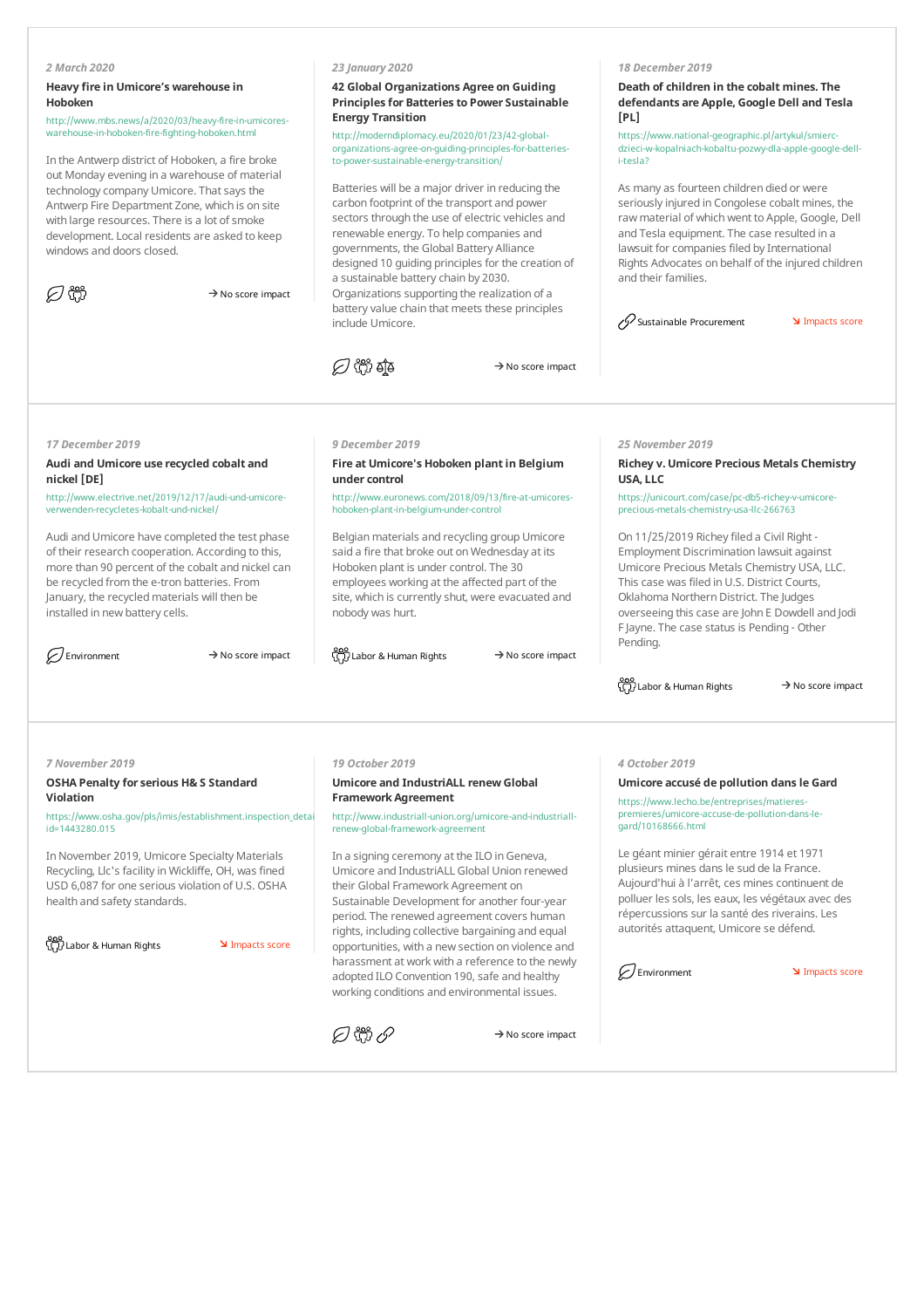*2 March 2020*

### Heavy fire in Umicore's warehouse in Hoboken

http://www.mbs.news/a/2020/03/heavy-fire-in-umicores-warehouse-in-hoboken-fire-fighting-hoboken.html

In the Antwerp district of Hoboken, a fire broke out Monday evening in a warehouse of material technology company Umicore. That says the Antwerp Fire Department Zone, which is on site with large resources. There is a lot of smoke development. Local residents are asked to keep windows and doors closed.

→ No score impact

*23 January 2020*

### 42 Global Organizations Agree on Guiding Principles for Batteries to Power Sustainable Energy Transition

http://moderndiplomacy.eu/2020/01/23/42-global-organizations-agree-on-guiding-principles-for-batteries-to-power-sustainable-energy-transition/

Batteries will be a major driver in reducing the carbon footprint of the transport and power sectors through the use of electric vehicles and renewable energy. To help companies and governments, the Global Battery Alliance designed 10 guiding principles for the creation of a sustainable battery chain by 2030. Organizations supporting the realization of a battery value chain that meets these principles include Umicore.

→ No score impact

*18 December 2019*

### Death of children in the cobalt mines. The defendants are Apple, Google Dell and Tesla [PL]

https://www.national-geographic.pl/artykul/smierc-dzieci-w-kopalniach-kobaltu-pozwy-dla-apple-google-dell-i-tesla?

As many as fourteen children died or were seriously injured in Congolese cobalt mines, the raw material of which went to Apple, Google, Dell and Tesla equipment. The case resulted in a lawsuit for companies filed by International Rights Advocates on behalf of the injured children and their families.

Sustainable Procurement ↘ Impacts score

*17 December 2019*

### Audi and Umicore use recycled cobalt and nickel [DE]

http://www.electrive.net/2019/12/17/audi-und-umicore-verwenden-recycletes-kobalt-und-nickel/

Audi and Umicore have completed the test phase of their research cooperation. According to this, more than 90 percent of the cobalt and nickel can be recycled from the e-tron batteries. From January, the recycled materials will then be installed in new battery cells.

Environment → No score impact

*9 December 2019*

### Fire at Umicore's Hoboken plant in Belgium under control

http://www.euronews.com/2018/09/13/fire-at-umicores-hoboken-plant-in-belgium-under-control

Belgian materials and recycling group Umicore said a fire that broke out on Wednesday at its Hoboken plant is under control. The 30 employees working at the affected part of the site, which is currently shut, were evacuated and nobody was hurt.

Labor & Human Rights → No score impact

*25 November 2019*

### Richey v. Umicore Precious Metals Chemistry USA, LLC

https://unicourt.com/case/pc-db5-richey-v-umicore-precious-metals-chemistry-usa-llc-266763

On 11/25/2019 Richey filed a Civil Right - Employment Discrimination lawsuit against Umicore Precious Metals Chemistry USA, LLC. This case was filed in U.S. District Courts, Oklahoma Northern District. The Judges overseeing this case are John E Dowdell and Jodi F Jayne. The case status is Pending - Other Pending.

Labor & Human Rights → No score impact

*7 November 2019*

### OSHA Penalty for serious H& S Standard Violation

https://www.osha.gov/pls/imis/establishment.inspection_detail?id=1443280.015

In November 2019, Umicore Specialty Materials Recycling, Llc's facility in Wickliffe, OH, was fined USD 6,087 for one serious violation of U.S. OSHA health and safety standards.

Labor & Human Rights ↘ Impacts score

*19 October 2019*

### Umicore and IndustriALL renew Global Framework Agreement

http://www.industriall-union.org/umicore-and-industriall-renew-global-framework-agreement

In a signing ceremony at the ILO in Geneva, Umicore and IndustriALL Global Union renewed their Global Framework Agreement on Sustainable Development for another four-year period. The renewed agreement covers human rights, including collective bargaining and equal opportunities, with a new section on violence and harassment at work with a reference to the newly adopted ILO Convention 190, safe and healthy working conditions and environmental issues.

→ No score impact

*4 October 2019*

### Umicore accusé de pollution dans le Gard

https://www.lecho.be/entreprises/matieres-premieres/umicore-accuse-de-pollution-dans-le-gard/10168666.html

Le géant minier gérait entre 1914 et 1971 plusieurs mines dans le sud de la France. Aujourd'hui à l'arrêt, ces mines continuent de polluer les sols, les eaux, les végétaux avec des répercussions sur la santé des riverains. Les autorités attaquent, Umicore se défend.

Environment ↘ Impacts score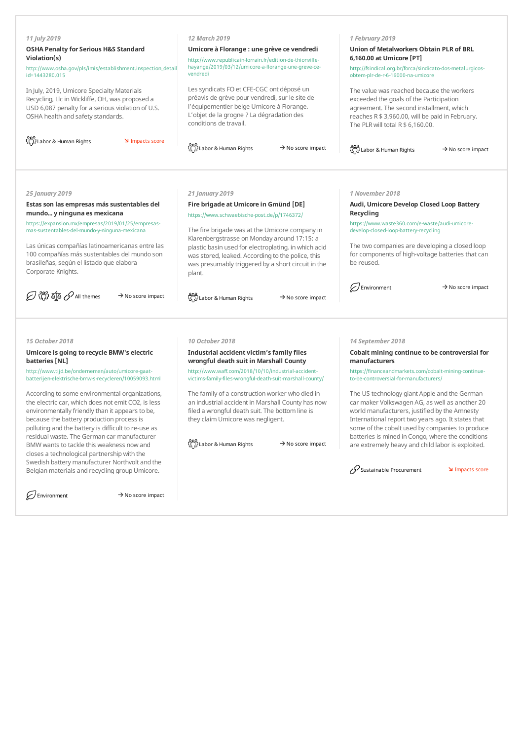*11 July 2019*

### OSHA Penalty for Serious H&S Standard Violation(s)

http://www.osha.gov/pls/imis/establishment.inspection_detail?id=1443280.015

In July, 2019, Umicore Specialty Materials Recycling, Llc in Wickliffe, OH, was proposed a USD 6,087 penalty for a serious violation of U.S. OSHA health and safety standards.

Labor & Human Rights — ↘ Impacts score

---

*12 March 2019*

### Umicore à Florange : une grève ce vendredi

http://www.republicain-lorrain.fr/edition-de-thionville-hayange/2019/03/12/umicore-a-florange-une-greve-ce-vendredi

Les syndicats FO et CFE-CGC ont déposé un préavis de grève pour vendredi, sur le site de l'équipementier belge Umicore à Florange. L'objet de la grogne ? La dégradation des conditions de travail.

Labor & Human Rights — → No score impact

---

*1 February 2019*

### Union of Metalworkers Obtain PLR of BRL 6,160.00 at Umicore [PT]

http://fsindical.org.br/forca/sindicato-dos-metalurgicos-obtem-plr-de-r-6-16000-na-umicore

The value was reached because the workers exceeded the goals of the Participation agreement. The second installment, which reaches R $ 3,960.00, will be paid in February. The PLR will total R $ 6,160.00.

Labor & Human Rights — → No score impact

---

*25 January 2019*

### Estas son las empresas más sustentables del mundo... y ninguna es mexicana

https://expansion.mx/empresas/2019/01/25/empresas-mas-sustentables-del-mundo-y-ninguna-mexicana

Las únicas compañías latinoamericanas entre las 100 compañías más sustentables del mundo son brasileñas, según el listado que elabora Corporate Knights.

All themes — → No score impact

---

*21 January 2019*

### Fire brigade at Umicore in Gmünd [DE]

https://www.schwaebische-post.de/p/1746372/

The fire brigade was at the Umicore company in Klarenbergstrasse on Monday around 17:15: a plastic basin used for electroplating, in which acid was stored, leaked. According to the police, this was presumably triggered by a short circuit in the plant.

Labor & Human Rights — → No score impact

---

*1 November 2018*

### Audi, Umicore Develop Closed Loop Battery Recycling

https://www.waste360.com/e-waste/audi-umicore-develop-closed-loop-battery-recycling

The two companies are developing a closed loop for components of high-voltage batteries that can be reused.

Environment — → No score impact

---

*15 October 2018*

### Umicore is going to recycle BMW's electric batteries [NL]

http://www.tijd.be/ondernemen/auto/umicore-gaat-batterijen-elektrische-bmw-s-recycleren/10059093.html

According to some environmental organizations, the electric car, which does not emit CO2, is less environmentally friendly than it appears to be, because the battery production process is polluting and the battery is difficult to re-use as residual waste. The German car manufacturer BMW wants to tackle this weakness now and closes a technological partnership with the Swedish battery manufacturer Northvolt and the Belgian materials and recycling group Umicore.

Environment — → No score impact

---

*10 October 2018*

### Industrial accident victim's family files wrongful death suit in Marshall County

http://www.waff.com/2018/10/10/industrial-accident-victims-family-files-wrongful-death-suit-marshall-county/

The family of a construction worker who died in an industrial accident in Marshall County has now filed a wrongful death suit. The bottom line is they claim Umicore was negligent.

Labor & Human Rights — → No score impact

---

*14 September 2018*

### Cobalt mining continue to be controversial for manufacturers

https://financeandmarkets.com/cobalt-mining-continue-to-be-controversial-for-manufacturers/

The US technology giant Apple and the German car maker Volkswagen AG, as well as another 20 world manufacturers, justified by the Amnesty International report two years ago. It states that some of the cobalt used by companies to produce batteries is mined in Congo, where the conditions are extremely heavy and child labor is exploited.

Sustainable Procurement — ↘ Impacts score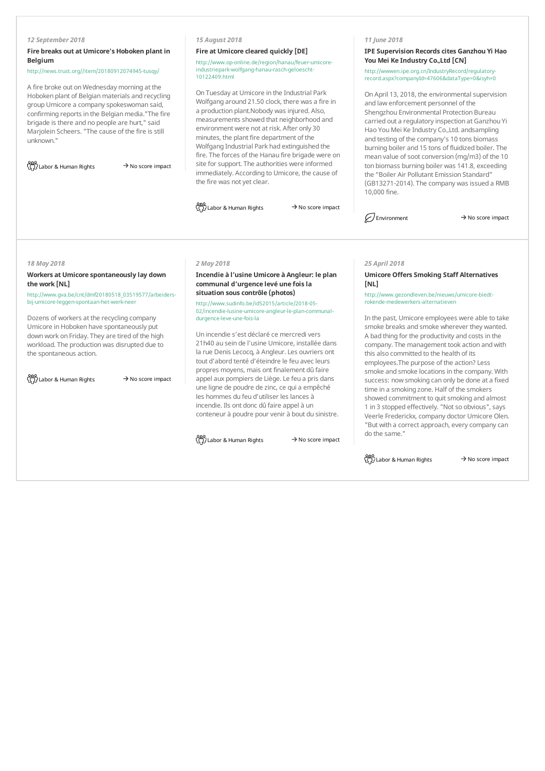*12 September 2018*

### Fire breaks out at Umicore's Hoboken plant in Belgium

http://news.trust.org//item/20180912074945-tusqy/

A fire broke out on Wednesday morning at the Hoboken plant of Belgian materials and recycling group Umicore a company spokeswoman said, confirming reports in the Belgian media."The fire brigade is there and no people are hurt," said Marjolein Scheers. "The cause of the fire is still unknown."

Labor & Human Rights → No score impact

*15 August 2018*

### Fire at Umicore cleared quickly [DE]

http://www.op-online.de/region/hanau/feuer-umicore-industriepark-wolfgang-hanau-rasch-geloescht-10122409.html

On Tuesday at Umicore in the Industrial Park Wolfgang around 21.50 clock, there was a fire in a production plant.Nobody was injured. Also, measurements showed that neighborhood and environment were not at risk. After only 30 minutes, the plant fire department of the Wolfgang Industrial Park had extinguished the fire. The forces of the Hanau fire brigade were on site for support. The authorities were informed immediately. According to Umicore, the cause of the fire was not yet clear.

Labor & Human Rights → No score impact

*11 June 2018*

### IPE Supervision Records cites Ganzhou Yi Hao You Mei Ke Industry Co.,Ltd [CN]

http://wwwen.ipe.org.cn/IndustryRecord/regulatory-record.aspx?companyId=47606&dataType=0&isyh=0

On April 13, 2018, the environmental supervision and law enforcement personnel of the Shengzhou Environmental Protection Bureau carried out a regulatory inspection at Ganzhou Yi Hao You Mei Ke Industry Co.,Ltd. andsampling and testing of the company's 10 tons biomass burning boiler and 15 tons of fluidized boiler. The mean value of soot conversion (mg/m3) of the 10 ton biomass burning boiler was 141.8, exceeding the “Boiler Air Pollutant Emission Standard” (GB13271-2014). The company was issued a RMB 10,000 fine.

Environment → No score impact

*18 May 2018*

### Workers at Umicore spontaneously lay down the work [NL]

http://www.gva.be/cnt/dmf20180518_03519577/arbeiders-bij-umicore-leggen-spontaan-het-werk-neer

Dozens of workers at the recycling company Umicore in Hoboken have spontaneously put down work on Friday. They are tired of the high workload. The production was disrupted due to the spontaneous action.

Labor & Human Rights → No score impact

*2 May 2018*

### Incendie à l’usine Umicore à Angleur: le plan communal d’urgence levé une fois la situation sous contrôle (photos)

http://www.sudinfo.be/id52015/article/2018-05-02/incendie-lusine-umicore-angleur-le-plan-communal-durgence-leve-une-fois-la

Un incendie s’est déclaré ce mercredi vers 21h40 au sein de l’usine Umicore, installée dans la rue Denis Lecocq, à Angleur. Les ouvriers ont tout d’abord tenté d’éteindre le feu avec leurs propres moyens, mais ont finalement dû faire appel aux pompiers de Liège. Le feu a pris dans une ligne de poudre de zinc, ce qui a empêché les hommes du feu d’utiliser les lances à incendie. Ils ont donc dû faire appel à un conteneur à poudre pour venir à bout du sinistre.

Labor & Human Rights → No score impact

*25 April 2018*

### Umicore Offers Smoking Staff Alternatives [NL]

http://www.gezondleven.be/nieuws/umicore-biedt-rokende-medewerkers-alternatieven

In the past, Umicore employees were able to take smoke breaks and smoke wherever they wanted. A bad thing for the productivity and costs in the company. The management took action and with this also committed to the health of its employees.The purpose of the action? Less smoke and smoke locations in the company. With success: now smoking can only be done at a fixed time in a smoking zone. Half of the smokers showed commitment to quit smoking and almost 1 in 3 stopped effectively. "Not so obvious", says Veerle Frederickx, company doctor Umicore Olen. "But with a correct approach, every company can do the same."

Labor & Human Rights → No score impact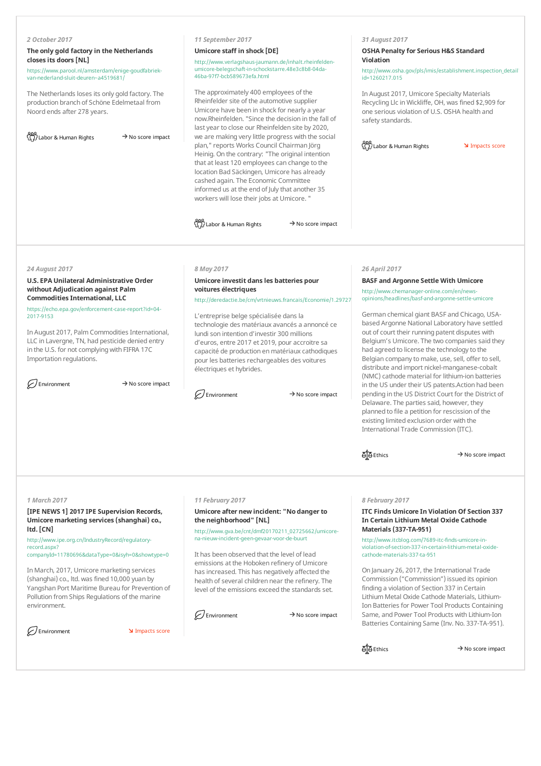*2 October 2017*

**The only gold factory in the Netherlands closes its doors [NL]**

https://www.parool.nl/amsterdam/enige-goudfabriek-van-nederland-sluit-deuren~a4519681/

The Netherlands loses its only gold factory. The production branch of Schöne Edelmetaal from Noord ends after 278 years.

Labor & Human Rights — → No score impact

---

*11 September 2017*

**Umicore staff in shock [DE]**

http://www.verlagshaus-jaumann.de/inhalt.rheinfelden-umicore-belegschaft-in-schockstarre.48e3c8b8-04da-46ba-97f7-bcb589673efa.html

The approximately 400 employees of the Rheinfelder site of the automotive supplier Umicore have been in shock for nearly a year now.Rheinfelden. "Since the decision in the fall of last year to close our Rheinfelden site by 2020, we are making very little progress with the social plan," reports Works Council Chairman Jörg Heinig. On the contrary: "The original intention that at least 120 employees can change to the location Bad Säckingen, Umicore has already cashed again. The Economic Committee informed us at the end of July that another 35 workers will lose their jobs at Umicore. "

Labor & Human Rights — → No score impact

---

*31 August 2017*

**OSHA Penalty for Serious H&S Standard Violation**

http://www.osha.gov/pls/imis/establishment.inspection_detail?id=1260217.015

In August 2017, Umicore Specialty Materials Recycling Llc in Wickliffe, OH, was fined $2,909 for one serious violation of U.S. OSHA health and safety standards.

Labor & Human Rights — ↘ Impacts score

---

*24 August 2017*

**U.S. EPA Unilateral Administrative Order without Adjudication against Palm Commodities International, LLC**

https://echo.epa.gov/enforcement-case-report?id=04-2017-9153

In August 2017, Palm Commodities International, LLC in Lavergne, TN, had pesticide denied entry in the U.S. for not complying with FIFRA 17C Importation regulations.

Environment — → No score impact

---

*8 May 2017*

**Umicore investit dans les batteries pour voitures électriques**

http://deredactie.be/cm/vrtnieuws.francais/Economie/1.29727

L'entreprise belge spécialisée dans la technologie des matériaux avancés a annoncé ce lundi son intention d'investir 300 millions d'euros, entre 2017 et 2019, pour accroitre sa capacité de production en matériaux cathodiques pour les batteries rechargeables des voitures électriques et hybrides.

Environment — → No score impact

---

*26 April 2017*

**BASF and Argonne Settle With Umicore**

http://www.chemanager-online.com/en/news-opinions/headlines/basf-and-argonne-settle-umicore

German chemical giant BASF and Chicago, USA-based Argonne National Laboratory have settled out of court their running patent disputes with Belgium's Umicore. The two companies said they had agreed to license the technology to the Belgian company to make, use, sell, offer to sell, distribute and import nickel-manganese-cobalt (NMC) cathode material for lithium-ion batteries in the US under their US patents.Action had been pending in the US District Court for the District of Delaware. The parties said, however, they planned to file a petition for rescission of the existing limited exclusion order with the International Trade Commission (ITC).

Ethics — → No score impact

---

*1 March 2017*

**[IPE NEWS 1] 2017 IPE Supervision Records, Umicore marketing services (shanghai) co., ltd. [CN]**

http://www.ipe.org.cn/IndustryRecord/regulatory-record.aspx?companyId=11780696&dataType=0&isyh=0&showtype=0

In March, 2017, Umicore marketing services (shanghai) co., ltd. was fined 10,000 yuan by Yangshan Port Maritime Bureau for Prevention of Pollution from Ships Regulations of the marine environment.

Environment — ↘ Impacts score

---

*11 February 2017*

**Umicore after new incident: "No danger to the neighborhood" [NL]**

http://www.gva.be/cnt/dmf20170211_02725662/umicore-na-nieuw-incident-geen-gevaar-voor-de-buurt

It has been observed that the level of lead emissions at the Hoboken refinery of Umicore has increased. This has negatively affected the health of several children near the refinery. The level of the emissions exceed the standards set.

Environment — → No score impact

---

*8 February 2017*

**ITC Finds Umicore In Violation Of Section 337 In Certain Lithium Metal Oxide Cathode Materials (337-TA-951)**

http://www.itcblog.com/7689-itc-finds-umicore-in-violation-of-section-337-in-certain-lithium-metal-oxide-cathode-materials-337-ta-951

On January 26, 2017, the International Trade Commission ("Commission") issued its opinion finding a violation of Section 337 in Certain Lithium Metal Oxide Cathode Materials, Lithium-Ion Batteries for Power Tool Products Containing Same, and Power Tool Products with Lithium-Ion Batteries Containing Same (Inv. No. 337-TA-951).

Ethics — → No score impact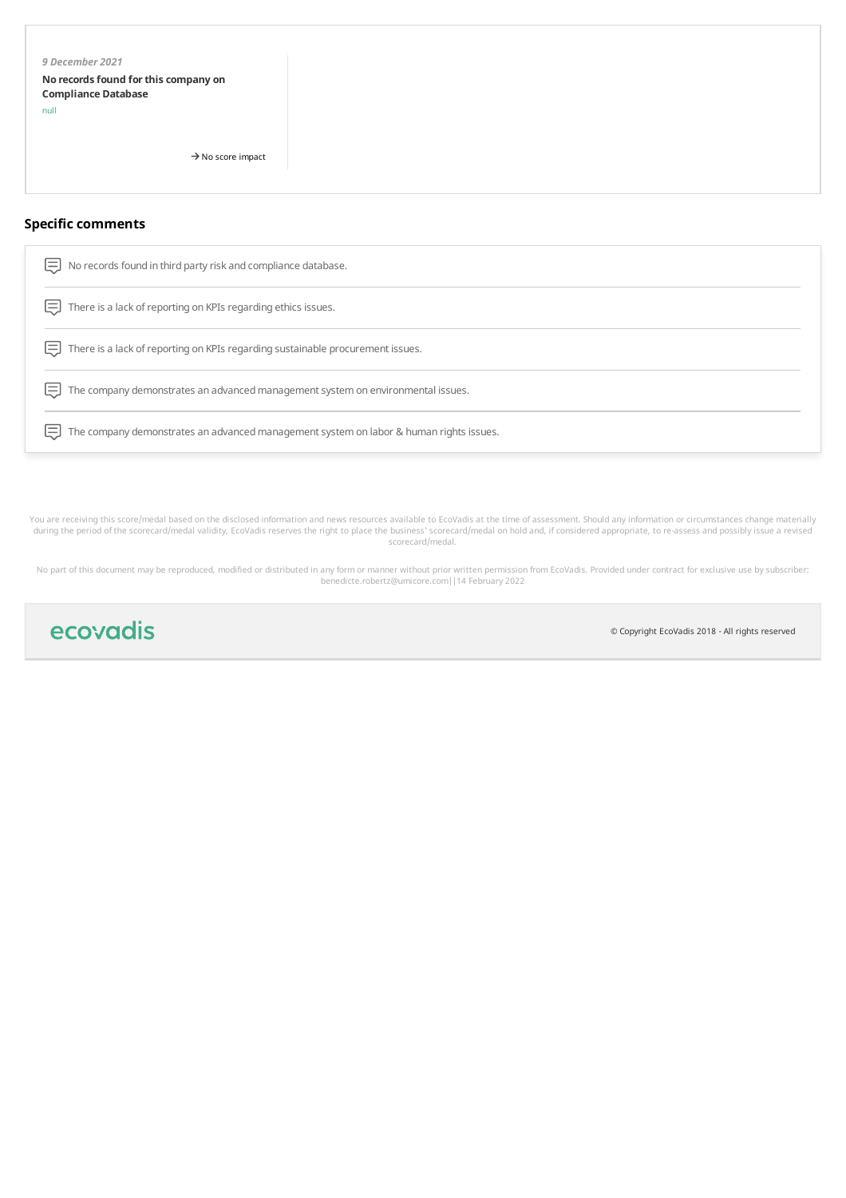*9 December 2021*

**No records found for this company on Compliance Database**

null

→ No score impact

## Specific comments

- No records found in third party risk and compliance database.
- There is a lack of reporting on KPIs regarding ethics issues.
- There is a lack of reporting on KPIs regarding sustainable procurement issues.
- The company demonstrates an advanced management system on environmental issues.
- The company demonstrates an advanced management system on labor & human rights issues.

You are receiving this score/medal based on the disclosed information and news resources available to EcoVadis at the time of assessment. Should any information or circumstances change materially during the period of the scorecard/medal validity, EcoVadis reserves the right to place the business' scorecard/medal on hold and, if considered appropriate, to re-assess and possibly issue a revised scorecard/medal.

No part of this document may be reproduced, modified or distributed in any form or manner without prior written permission from EcoVadis. Provided under contract for exclusive use by subscriber: benedicte.robertz@umicore.com||14 February 2022

ecovadis

© Copyright EcoVadis 2018 - All rights reserved